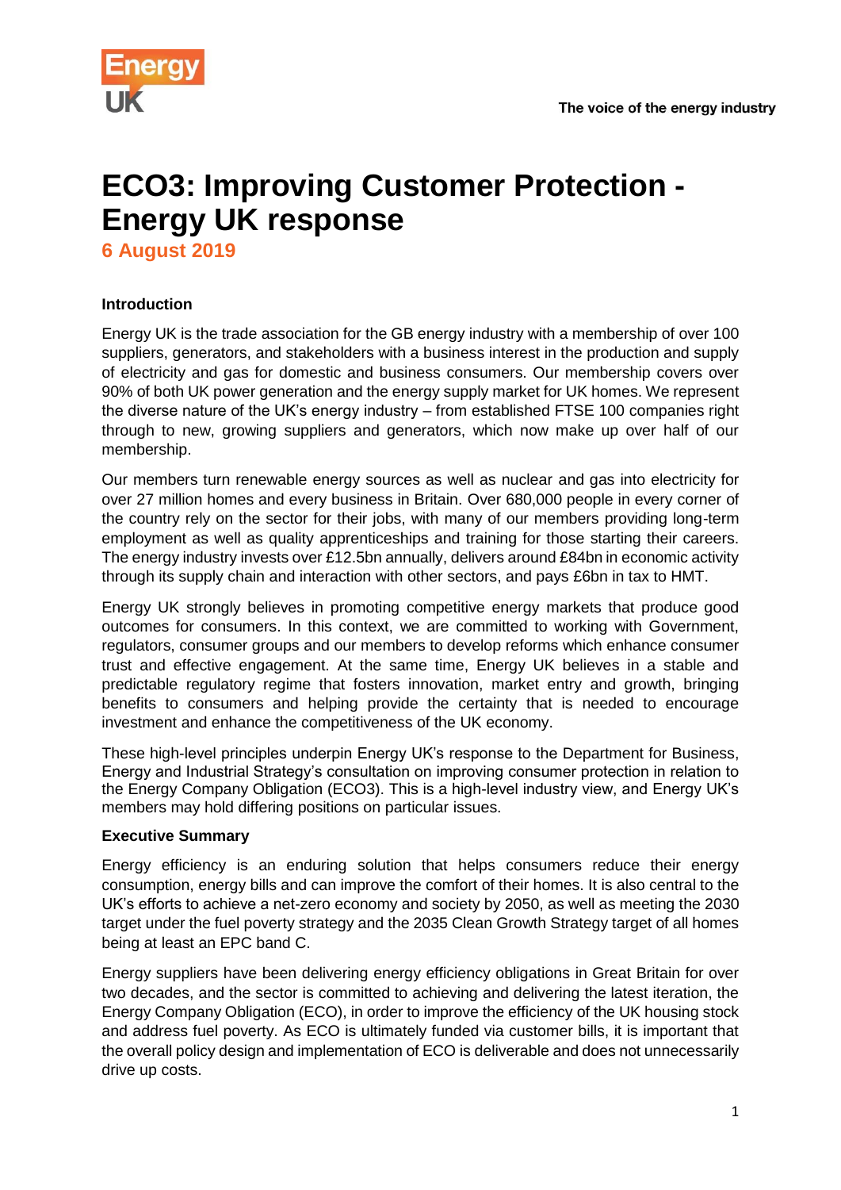# ECO3: Improving Customer Protection - Energy UK response

**6 August 2019**

### Introduction

Energy UK is the trade association for the GB energy industry with a membership of over 100 suppliers, generators, and stakeholders with a business interest in the production and supply of electricity and gas for domestic and business consumers. Our membership covers over 90% of both UK power generation and the energy supply market for UK homes. We represent the diverse nature of the UK's energy industry – from established FTSE 100 companies right through to new, growing suppliers and generators, which now make up over half of our membership.

Our members turn renewable energy sources as well as nuclear and gas into electricity for over 27 million homes and every business in Britain. Over 680,000 people in every corner of the country rely on the sector for their jobs, with many of our members providing long-term employment as well as quality apprenticeships and training for those starting their careers. The energy industry invests over £12.5bn annually, delivers around £84bn in economic activity through its supply chain and interaction with other sectors, and pays £6bn in tax to HMT.

Energy UK strongly believes in promoting competitive energy markets that produce good outcomes for consumers. In this context, we are committed to working with Government, regulators, consumer groups and our members to develop reforms which enhance consumer trust and effective engagement. At the same time, Energy UK believes in a stable and predictable regulatory regime that fosters innovation, market entry and growth, bringing benefits to consumers and helping provide the certainty that is needed to encourage investment and enhance the competitiveness of the UK economy.

These high-level principles underpin Energy UK's response to the Department for Business, Energy and Industrial Strategy's consultation on improving consumer protection in relation to the Energy Company Obligation (ECO3). This is a high-level industry view, and Energy UK's members may hold differing positions on particular issues.

### Executive Summary

Energy efficiency is an enduring solution that helps consumers reduce their energy consumption, energy bills and can improve the comfort of their homes. It is also central to the UK's efforts to achieve a net-zero economy and society by 2050, as well as meeting the 2030 target under the fuel poverty strategy and the 2035 Clean Growth Strategy target of all homes being at least an EPC band C.

Energy suppliers have been delivering energy efficiency obligations in Great Britain for over two decades, and the sector is committed to achieving and delivering the latest iteration, the Energy Company Obligation (ECO), in order to improve the efficiency of the UK housing stock and address fuel poverty. As ECO is ultimately funded via customer bills, it is important that the overall policy design and implementation of ECO is deliverable and does not unnecessarily drive up costs.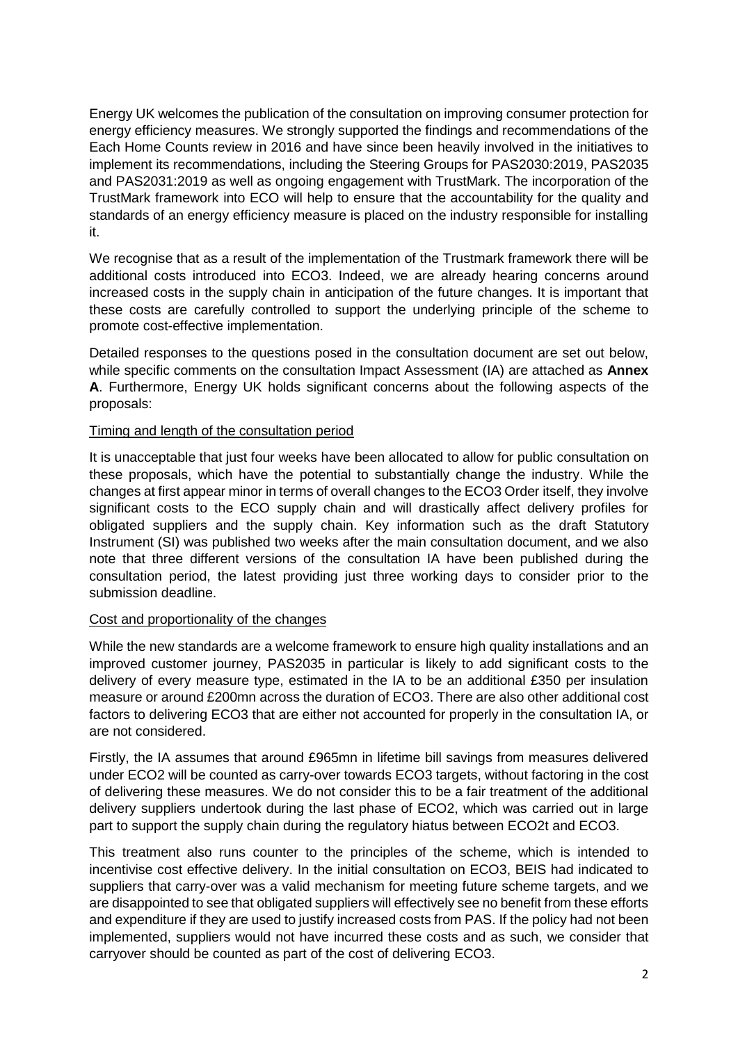Energy UK welcomes the publication of the consultation on improving consumer protection for energy efficiency measures. We strongly supported the findings and recommendations of the Each Home Counts review in 2016 and have since been heavily involved in the initiatives to implement its recommendations, including the Steering Groups for PAS2030:2019, PAS2035 and PAS2031:2019 as well as ongoing engagement with TrustMark. The incorporation of the TrustMark framework into ECO will help to ensure that the accountability for the quality and standards of an energy efficiency measure is placed on the industry responsible for installing it.

We recognise that as a result of the implementation of the Trustmark framework there will be additional costs introduced into ECO3. Indeed, we are already hearing concerns around increased costs in the supply chain in anticipation of the future changes. It is important that these costs are carefully controlled to support the underlying principle of the scheme to promote cost-effective implementation.

Detailed responses to the questions posed in the consultation document are set out below, while specific comments on the consultation Impact Assessment (IA) are attached as **Annex A**. Furthermore, Energy UK holds significant concerns about the following aspects of the proposals:

<u>Timing and length of the consultation period</u>

It is unacceptable that just four weeks have been allocated to allow for public consultation on these proposals, which have the potential to substantially change the industry. While the changes at first appear minor in terms of overall changes to the ECO3 Order itself, they involve significant costs to the ECO supply chain and will drastically affect delivery profiles for obligated suppliers and the supply chain. Key information such as the draft Statutory Instrument (SI) was published two weeks after the main consultation document, and we also note that three different versions of the consultation IA have been published during the consultation period, the latest providing just three working days to consider prior to the submission deadline.

<u>Cost and proportionality of the changes</u>

While the new standards are a welcome framework to ensure high quality installations and an improved customer journey, PAS2035 in particular is likely to add significant costs to the delivery of every measure type, estimated in the IA to be an additional £350 per insulation measure or around £200mn across the duration of ECO3. There are also other additional cost factors to delivering ECO3 that are either not accounted for properly in the consultation IA, or are not considered.

Firstly, the IA assumes that around £965mn in lifetime bill savings from measures delivered under ECO2 will be counted as carry-over towards ECO3 targets, without factoring in the cost of delivering these measures. We do not consider this to be a fair treatment of the additional delivery suppliers undertook during the last phase of ECO2, which was carried out in large part to support the supply chain during the regulatory hiatus between ECO2t and ECO3.

This treatment also runs counter to the principles of the scheme, which is intended to incentivise cost effective delivery. In the initial consultation on ECO3, BEIS had indicated to suppliers that carry-over was a valid mechanism for meeting future scheme targets, and we are disappointed to see that obligated suppliers will effectively see no benefit from these efforts and expenditure if they are used to justify increased costs from PAS. If the policy had not been implemented, suppliers would not have incurred these costs and as such, we consider that carryover should be counted as part of the cost of delivering ECO3.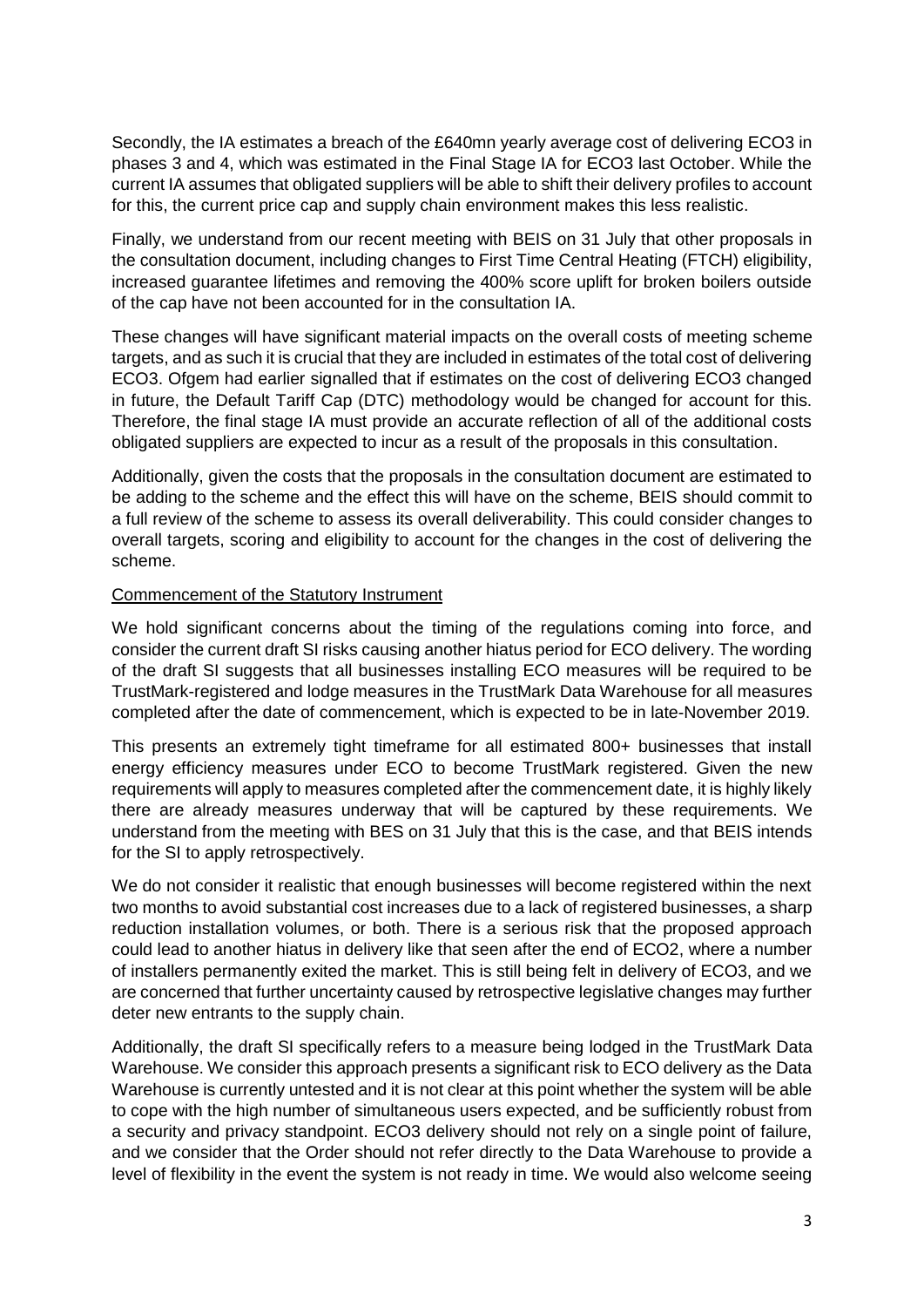Secondly, the IA estimates a breach of the £640mn yearly average cost of delivering ECO3 in phases 3 and 4, which was estimated in the Final Stage IA for ECO3 last October. While the current IA assumes that obligated suppliers will be able to shift their delivery profiles to account for this, the current price cap and supply chain environment makes this less realistic.

Finally, we understand from our recent meeting with BEIS on 31 July that other proposals in the consultation document, including changes to First Time Central Heating (FTCH) eligibility, increased guarantee lifetimes and removing the 400% score uplift for broken boilers outside of the cap have not been accounted for in the consultation IA.

These changes will have significant material impacts on the overall costs of meeting scheme targets, and as such it is crucial that they are included in estimates of the total cost of delivering ECO3. Ofgem had earlier signalled that if estimates on the cost of delivering ECO3 changed in future, the Default Tariff Cap (DTC) methodology would be changed for account for this. Therefore, the final stage IA must provide an accurate reflection of all of the additional costs obligated suppliers are expected to incur as a result of the proposals in this consultation.

Additionally, given the costs that the proposals in the consultation document are estimated to be adding to the scheme and the effect this will have on the scheme, BEIS should commit to a full review of the scheme to assess its overall deliverability. This could consider changes to overall targets, scoring and eligibility to account for the changes in the cost of delivering the scheme.

<u>Commencement of the Statutory Instrument</u>

We hold significant concerns about the timing of the regulations coming into force, and consider the current draft SI risks causing another hiatus period for ECO delivery. The wording of the draft SI suggests that all businesses installing ECO measures will be required to be TrustMark-registered and lodge measures in the TrustMark Data Warehouse for all measures completed after the date of commencement, which is expected to be in late-November 2019.

This presents an extremely tight timeframe for all estimated 800+ businesses that install energy efficiency measures under ECO to become TrustMark registered. Given the new requirements will apply to measures completed after the commencement date, it is highly likely there are already measures underway that will be captured by these requirements. We understand from the meeting with BES on 31 July that this is the case, and that BEIS intends for the SI to apply retrospectively.

We do not consider it realistic that enough businesses will become registered within the next two months to avoid substantial cost increases due to a lack of registered businesses, a sharp reduction installation volumes, or both. There is a serious risk that the proposed approach could lead to another hiatus in delivery like that seen after the end of ECO2, where a number of installers permanently exited the market. This is still being felt in delivery of ECO3, and we are concerned that further uncertainty caused by retrospective legislative changes may further deter new entrants to the supply chain.

Additionally, the draft SI specifically refers to a measure being lodged in the TrustMark Data Warehouse. We consider this approach presents a significant risk to ECO delivery as the Data Warehouse is currently untested and it is not clear at this point whether the system will be able to cope with the high number of simultaneous users expected, and be sufficiently robust from a security and privacy standpoint. ECO3 delivery should not rely on a single point of failure, and we consider that the Order should not refer directly to the Data Warehouse to provide a level of flexibility in the event the system is not ready in time. We would also welcome seeing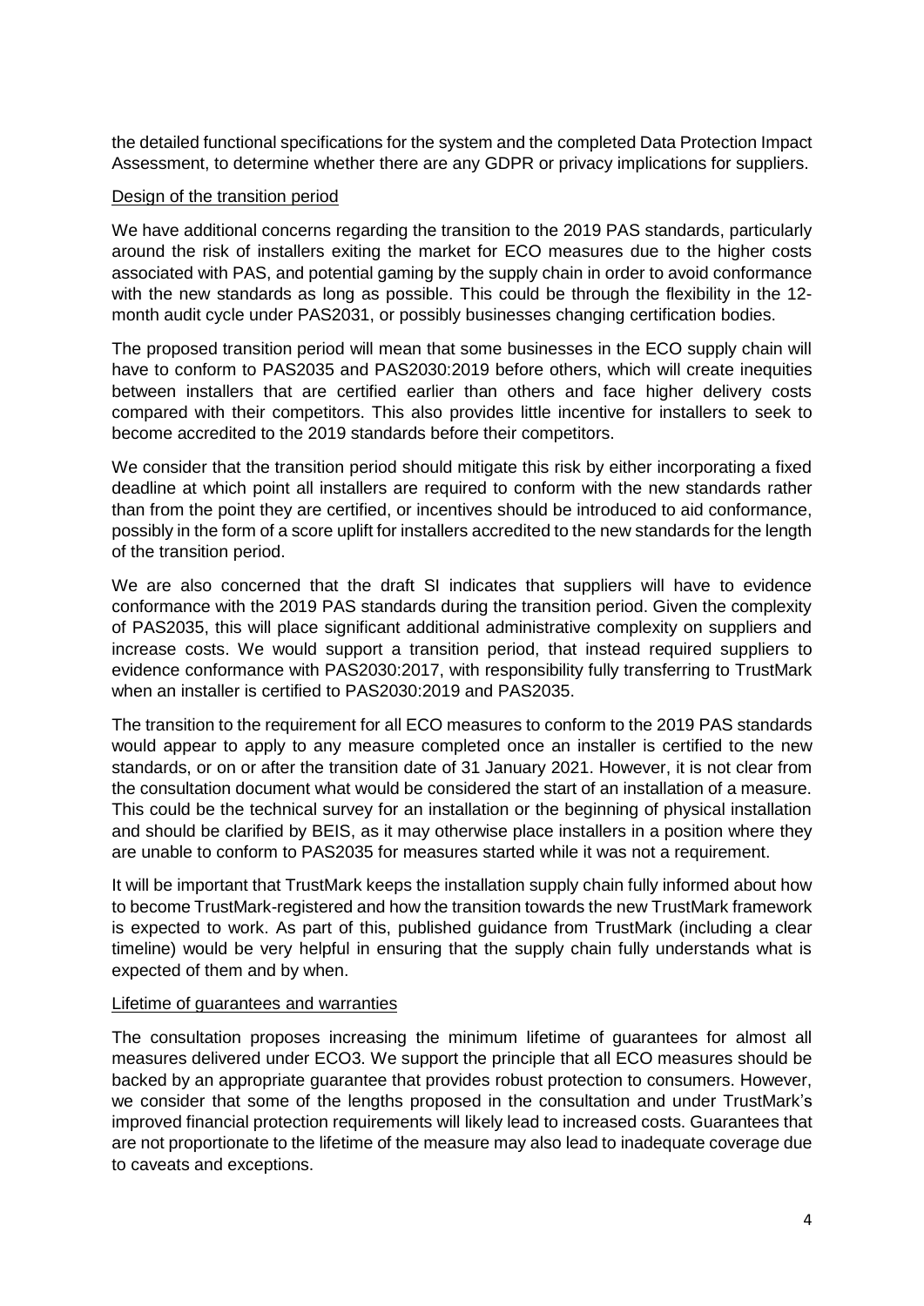the detailed functional specifications for the system and the completed Data Protection Impact Assessment, to determine whether there are any GDPR or privacy implications for suppliers.

<u>Design of the transition period</u>

We have additional concerns regarding the transition to the 2019 PAS standards, particularly around the risk of installers exiting the market for ECO measures due to the higher costs associated with PAS, and potential gaming by the supply chain in order to avoid conformance with the new standards as long as possible. This could be through the flexibility in the 12-month audit cycle under PAS2031, or possibly businesses changing certification bodies.

The proposed transition period will mean that some businesses in the ECO supply chain will have to conform to PAS2035 and PAS2030:2019 before others, which will create inequities between installers that are certified earlier than others and face higher delivery costs compared with their competitors. This also provides little incentive for installers to seek to become accredited to the 2019 standards before their competitors.

We consider that the transition period should mitigate this risk by either incorporating a fixed deadline at which point all installers are required to conform with the new standards rather than from the point they are certified, or incentives should be introduced to aid conformance, possibly in the form of a score uplift for installers accredited to the new standards for the length of the transition period.

We are also concerned that the draft SI indicates that suppliers will have to evidence conformance with the 2019 PAS standards during the transition period. Given the complexity of PAS2035, this will place significant additional administrative complexity on suppliers and increase costs. We would support a transition period, that instead required suppliers to evidence conformance with PAS2030:2017, with responsibility fully transferring to TrustMark when an installer is certified to PAS2030:2019 and PAS2035.

The transition to the requirement for all ECO measures to conform to the 2019 PAS standards would appear to apply to any measure completed once an installer is certified to the new standards, or on or after the transition date of 31 January 2021. However, it is not clear from the consultation document what would be considered the start of an installation of a measure. This could be the technical survey for an installation or the beginning of physical installation and should be clarified by BEIS, as it may otherwise place installers in a position where they are unable to conform to PAS2035 for measures started while it was not a requirement.

It will be important that TrustMark keeps the installation supply chain fully informed about how to become TrustMark-registered and how the transition towards the new TrustMark framework is expected to work. As part of this, published guidance from TrustMark (including a clear timeline) would be very helpful in ensuring that the supply chain fully understands what is expected of them and by when.

<u>Lifetime of guarantees and warranties</u>

The consultation proposes increasing the minimum lifetime of guarantees for almost all measures delivered under ECO3. We support the principle that all ECO measures should be backed by an appropriate guarantee that provides robust protection to consumers. However, we consider that some of the lengths proposed in the consultation and under TrustMark's improved financial protection requirements will likely lead to increased costs. Guarantees that are not proportionate to the lifetime of the measure may also lead to inadequate coverage due to caveats and exceptions.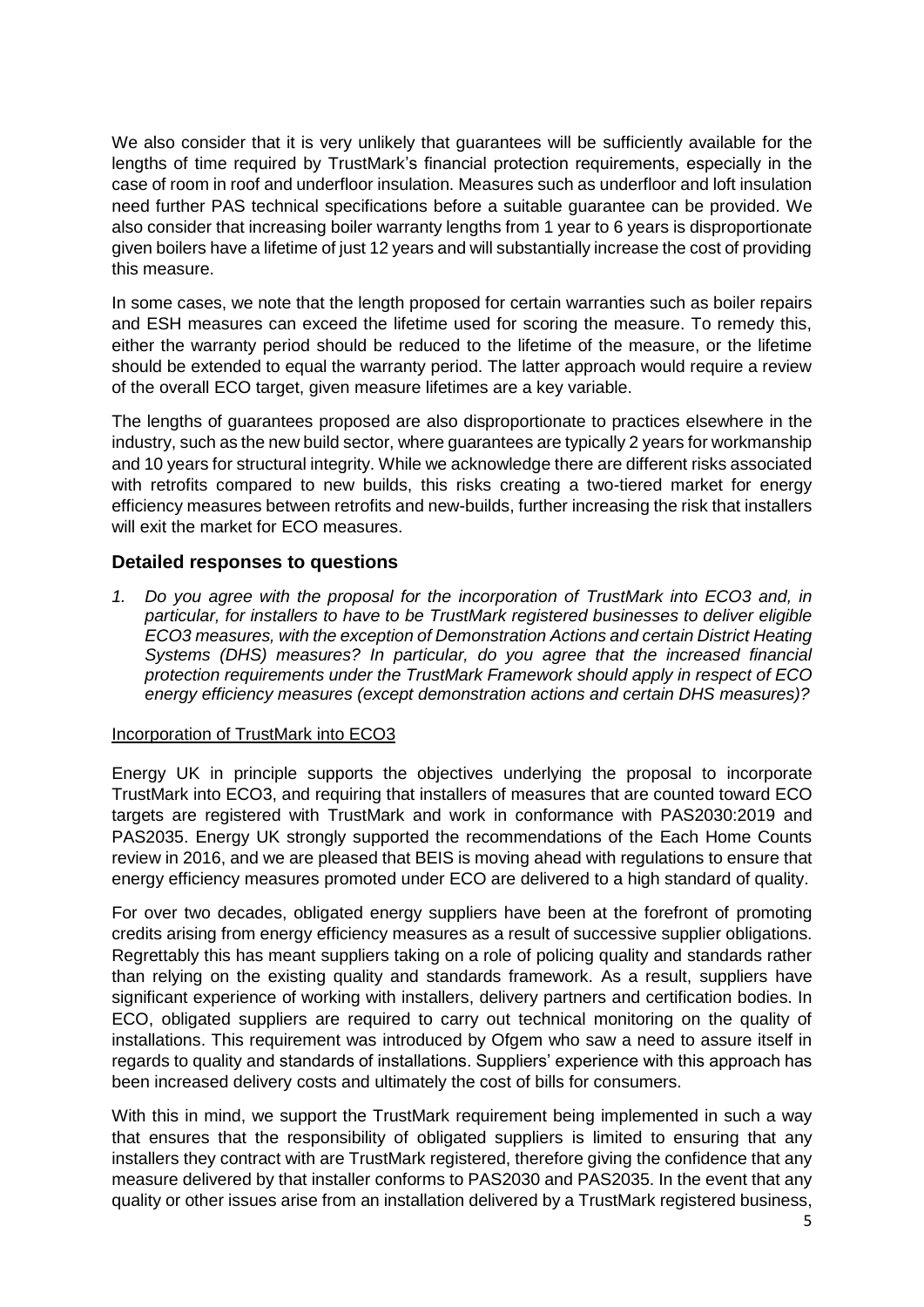We also consider that it is very unlikely that guarantees will be sufficiently available for the lengths of time required by TrustMark's financial protection requirements, especially in the case of room in roof and underfloor insulation. Measures such as underfloor and loft insulation need further PAS technical specifications before a suitable guarantee can be provided. We also consider that increasing boiler warranty lengths from 1 year to 6 years is disproportionate given boilers have a lifetime of just 12 years and will substantially increase the cost of providing this measure.

In some cases, we note that the length proposed for certain warranties such as boiler repairs and ESH measures can exceed the lifetime used for scoring the measure. To remedy this, either the warranty period should be reduced to the lifetime of the measure, or the lifetime should be extended to equal the warranty period. The latter approach would require a review of the overall ECO target, given measure lifetimes are a key variable.

The lengths of guarantees proposed are also disproportionate to practices elsewhere in the industry, such as the new build sector, where guarantees are typically 2 years for workmanship and 10 years for structural integrity. While we acknowledge there are different risks associated with retrofits compared to new builds, this risks creating a two-tiered market for energy efficiency measures between retrofits and new-builds, further increasing the risk that installers will exit the market for ECO measures.

## Detailed responses to questions

1. *Do you agree with the proposal for the incorporation of TrustMark into ECO3 and, in particular, for installers to have to be TrustMark registered businesses to deliver eligible ECO3 measures, with the exception of Demonstration Actions and certain District Heating Systems (DHS) measures? In particular, do you agree that the increased financial protection requirements under the TrustMark Framework should apply in respect of ECO energy efficiency measures (except demonstration actions and certain DHS measures)?*

<u>Incorporation of TrustMark into ECO3</u>

Energy UK in principle supports the objectives underlying the proposal to incorporate TrustMark into ECO3, and requiring that installers of measures that are counted toward ECO targets are registered with TrustMark and work in conformance with PAS2030:2019 and PAS2035. Energy UK strongly supported the recommendations of the Each Home Counts review in 2016, and we are pleased that BEIS is moving ahead with regulations to ensure that energy efficiency measures promoted under ECO are delivered to a high standard of quality.

For over two decades, obligated energy suppliers have been at the forefront of promoting credits arising from energy efficiency measures as a result of successive supplier obligations. Regrettably this has meant suppliers taking on a role of policing quality and standards rather than relying on the existing quality and standards framework. As a result, suppliers have significant experience of working with installers, delivery partners and certification bodies. In ECO, obligated suppliers are required to carry out technical monitoring on the quality of installations. This requirement was introduced by Ofgem who saw a need to assure itself in regards to quality and standards of installations. Suppliers' experience with this approach has been increased delivery costs and ultimately the cost of bills for consumers.

With this in mind, we support the TrustMark requirement being implemented in such a way that ensures that the responsibility of obligated suppliers is limited to ensuring that any installers they contract with are TrustMark registered, therefore giving the confidence that any measure delivered by that installer conforms to PAS2030 and PAS2035. In the event that any quality or other issues arise from an installation delivered by a TrustMark registered business,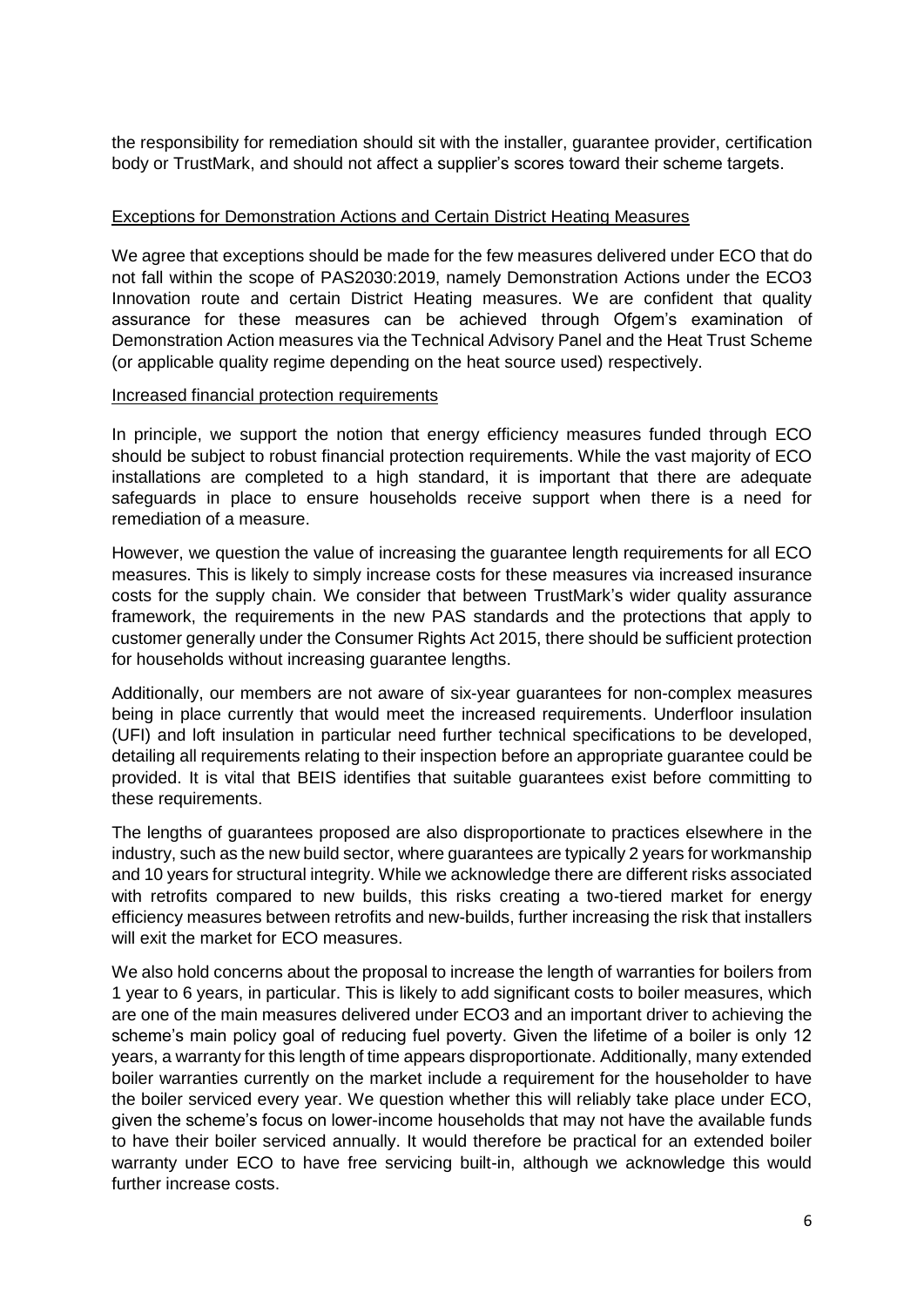the responsibility for remediation should sit with the installer, guarantee provider, certification body or TrustMark, and should not affect a supplier's scores toward their scheme targets.

## Exceptions for Demonstration Actions and Certain District Heating Measures

We agree that exceptions should be made for the few measures delivered under ECO that do not fall within the scope of PAS2030:2019, namely Demonstration Actions under the ECO3 Innovation route and certain District Heating measures. We are confident that quality assurance for these measures can be achieved through Ofgem's examination of Demonstration Action measures via the Technical Advisory Panel and the Heat Trust Scheme (or applicable quality regime depending on the heat source used) respectively.

## Increased financial protection requirements

In principle, we support the notion that energy efficiency measures funded through ECO should be subject to robust financial protection requirements. While the vast majority of ECO installations are completed to a high standard, it is important that there are adequate safeguards in place to ensure households receive support when there is a need for remediation of a measure.

However, we question the value of increasing the guarantee length requirements for all ECO measures. This is likely to simply increase costs for these measures via increased insurance costs for the supply chain. We consider that between TrustMark's wider quality assurance framework, the requirements in the new PAS standards and the protections that apply to customer generally under the Consumer Rights Act 2015, there should be sufficient protection for households without increasing guarantee lengths.

Additionally, our members are not aware of six-year guarantees for non-complex measures being in place currently that would meet the increased requirements. Underfloor insulation (UFI) and loft insulation in particular need further technical specifications to be developed, detailing all requirements relating to their inspection before an appropriate guarantee could be provided. It is vital that BEIS identifies that suitable guarantees exist before committing to these requirements.

The lengths of guarantees proposed are also disproportionate to practices elsewhere in the industry, such as the new build sector, where guarantees are typically 2 years for workmanship and 10 years for structural integrity. While we acknowledge there are different risks associated with retrofits compared to new builds, this risks creating a two-tiered market for energy efficiency measures between retrofits and new-builds, further increasing the risk that installers will exit the market for ECO measures.

We also hold concerns about the proposal to increase the length of warranties for boilers from 1 year to 6 years, in particular. This is likely to add significant costs to boiler measures, which are one of the main measures delivered under ECO3 and an important driver to achieving the scheme's main policy goal of reducing fuel poverty. Given the lifetime of a boiler is only 12 years, a warranty for this length of time appears disproportionate. Additionally, many extended boiler warranties currently on the market include a requirement for the householder to have the boiler serviced every year. We question whether this will reliably take place under ECO, given the scheme's focus on lower-income households that may not have the available funds to have their boiler serviced annually. It would therefore be practical for an extended boiler warranty under ECO to have free servicing built-in, although we acknowledge this would further increase costs.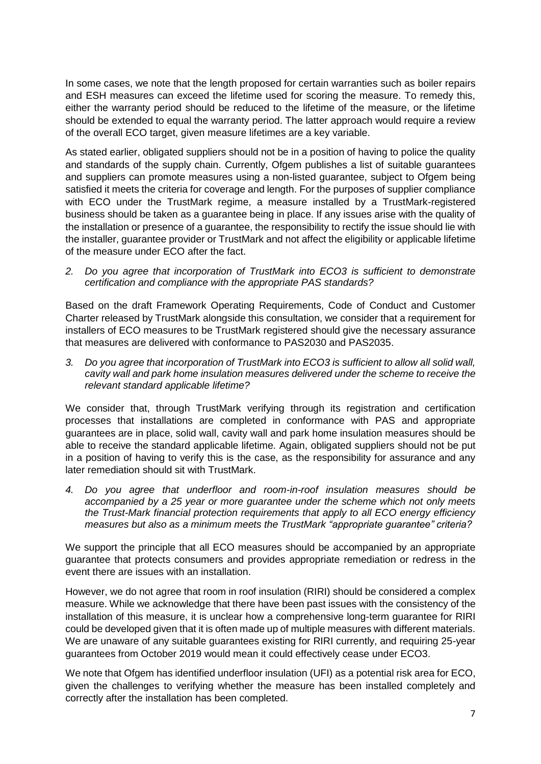In some cases, we note that the length proposed for certain warranties such as boiler repairs and ESH measures can exceed the lifetime used for scoring the measure. To remedy this, either the warranty period should be reduced to the lifetime of the measure, or the lifetime should be extended to equal the warranty period. The latter approach would require a review of the overall ECO target, given measure lifetimes are a key variable.

As stated earlier, obligated suppliers should not be in a position of having to police the quality and standards of the supply chain. Currently, Ofgem publishes a list of suitable guarantees and suppliers can promote measures using a non-listed guarantee, subject to Ofgem being satisfied it meets the criteria for coverage and length. For the purposes of supplier compliance with ECO under the TrustMark regime, a measure installed by a TrustMark-registered business should be taken as a guarantee being in place. If any issues arise with the quality of the installation or presence of a guarantee, the responsibility to rectify the issue should lie with the installer, guarantee provider or TrustMark and not affect the eligibility or applicable lifetime of the measure under ECO after the fact.

*2. Do you agree that incorporation of TrustMark into ECO3 is sufficient to demonstrate certification and compliance with the appropriate PAS standards?*

Based on the draft Framework Operating Requirements, Code of Conduct and Customer Charter released by TrustMark alongside this consultation, we consider that a requirement for installers of ECO measures to be TrustMark registered should give the necessary assurance that measures are delivered with conformance to PAS2030 and PAS2035.

*3. Do you agree that incorporation of TrustMark into ECO3 is sufficient to allow all solid wall, cavity wall and park home insulation measures delivered under the scheme to receive the relevant standard applicable lifetime?*

We consider that, through TrustMark verifying through its registration and certification processes that installations are completed in conformance with PAS and appropriate guarantees are in place, solid wall, cavity wall and park home insulation measures should be able to receive the standard applicable lifetime. Again, obligated suppliers should not be put in a position of having to verify this is the case, as the responsibility for assurance and any later remediation should sit with TrustMark.

*4. Do you agree that underfloor and room-in-roof insulation measures should be accompanied by a 25 year or more guarantee under the scheme which not only meets the Trust-Mark financial protection requirements that apply to all ECO energy efficiency measures but also as a minimum meets the TrustMark "appropriate guarantee" criteria?*

We support the principle that all ECO measures should be accompanied by an appropriate guarantee that protects consumers and provides appropriate remediation or redress in the event there are issues with an installation.

However, we do not agree that room in roof insulation (RIRI) should be considered a complex measure. While we acknowledge that there have been past issues with the consistency of the installation of this measure, it is unclear how a comprehensive long-term guarantee for RIRI could be developed given that it is often made up of multiple measures with different materials. We are unaware of any suitable guarantees existing for RIRI currently, and requiring 25-year guarantees from October 2019 would mean it could effectively cease under ECO3.

We note that Ofgem has identified underfloor insulation (UFI) as a potential risk area for ECO, given the challenges to verifying whether the measure has been installed completely and correctly after the installation has been completed.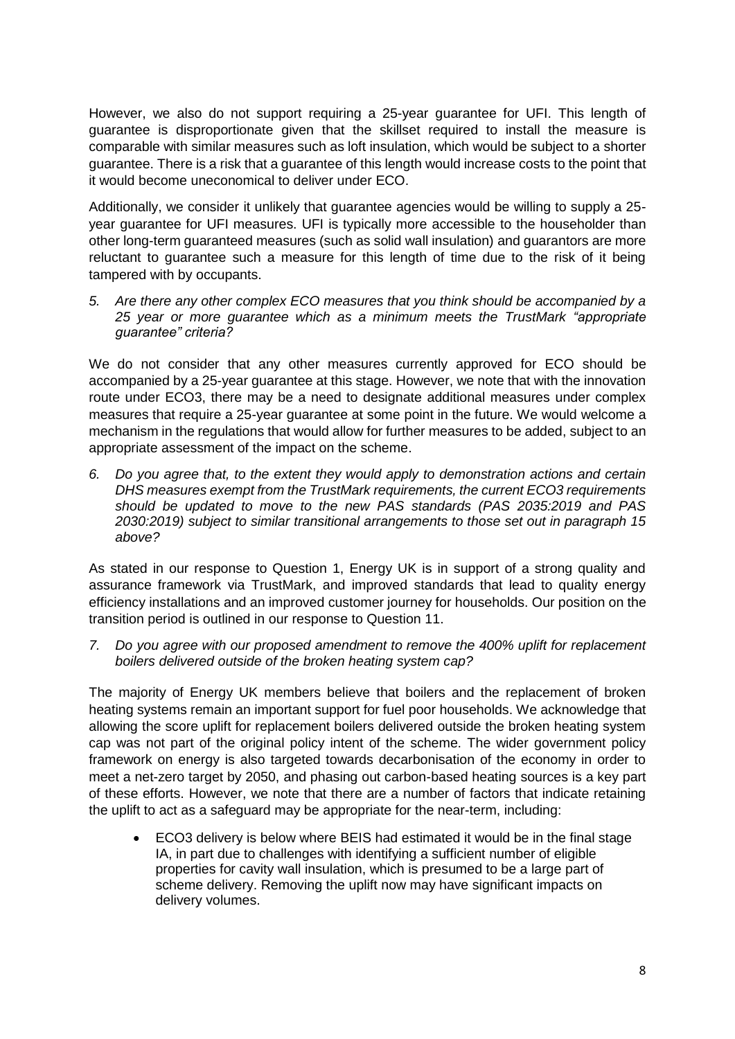However, we also do not support requiring a 25-year guarantee for UFI. This length of guarantee is disproportionate given that the skillset required to install the measure is comparable with similar measures such as loft insulation, which would be subject to a shorter guarantee. There is a risk that a guarantee of this length would increase costs to the point that it would become uneconomical to deliver under ECO.

Additionally, we consider it unlikely that guarantee agencies would be willing to supply a 25-year guarantee for UFI measures. UFI is typically more accessible to the householder than other long-term guaranteed measures (such as solid wall insulation) and guarantors are more reluctant to guarantee such a measure for this length of time due to the risk of it being tampered with by occupants.

5. *Are there any other complex ECO measures that you think should be accompanied by a 25 year or more guarantee which as a minimum meets the TrustMark "appropriate guarantee" criteria?*

We do not consider that any other measures currently approved for ECO should be accompanied by a 25-year guarantee at this stage. However, we note that with the innovation route under ECO3, there may be a need to designate additional measures under complex measures that require a 25-year guarantee at some point in the future. We would welcome a mechanism in the regulations that would allow for further measures to be added, subject to an appropriate assessment of the impact on the scheme.

6. *Do you agree that, to the extent they would apply to demonstration actions and certain DHS measures exempt from the TrustMark requirements, the current ECO3 requirements should be updated to move to the new PAS standards (PAS 2035:2019 and PAS 2030:2019) subject to similar transitional arrangements to those set out in paragraph 15 above?*

As stated in our response to Question 1, Energy UK is in support of a strong quality and assurance framework via TrustMark, and improved standards that lead to quality energy efficiency installations and an improved customer journey for households. Our position on the transition period is outlined in our response to Question 11.

7. *Do you agree with our proposed amendment to remove the 400% uplift for replacement boilers delivered outside of the broken heating system cap?*

The majority of Energy UK members believe that boilers and the replacement of broken heating systems remain an important support for fuel poor households. We acknowledge that allowing the score uplift for replacement boilers delivered outside the broken heating system cap was not part of the original policy intent of the scheme. The wider government policy framework on energy is also targeted towards decarbonisation of the economy in order to meet a net-zero target by 2050, and phasing out carbon-based heating sources is a key part of these efforts. However, we note that there are a number of factors that indicate retaining the uplift to act as a safeguard may be appropriate for the near-term, including:

- ECO3 delivery is below where BEIS had estimated it would be in the final stage IA, in part due to challenges with identifying a sufficient number of eligible properties for cavity wall insulation, which is presumed to be a large part of scheme delivery. Removing the uplift now may have significant impacts on delivery volumes.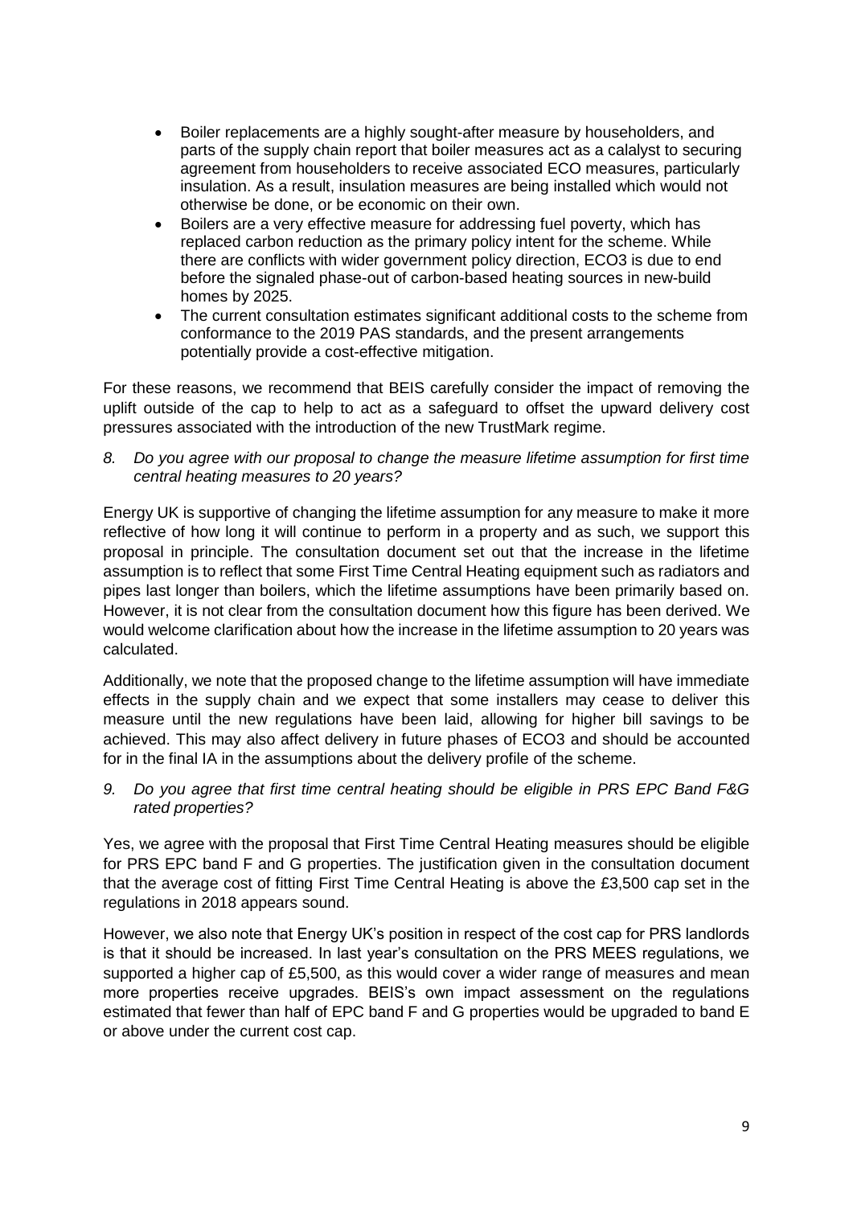- Boiler replacements are a highly sought-after measure by householders, and parts of the supply chain report that boiler measures act as a calalyst to securing agreement from householders to receive associated ECO measures, particularly insulation. As a result, insulation measures are being installed which would not otherwise be done, or be economic on their own.
- Boilers are a very effective measure for addressing fuel poverty, which has replaced carbon reduction as the primary policy intent for the scheme. While there are conflicts with wider government policy direction, ECO3 is due to end before the signaled phase-out of carbon-based heating sources in new-build homes by 2025.
- The current consultation estimates significant additional costs to the scheme from conformance to the 2019 PAS standards, and the present arrangements potentially provide a cost-effective mitigation.

For these reasons, we recommend that BEIS carefully consider the impact of removing the uplift outside of the cap to help to act as a safeguard to offset the upward delivery cost pressures associated with the introduction of the new TrustMark regime.

*8. Do you agree with our proposal to change the measure lifetime assumption for first time central heating measures to 20 years?*

Energy UK is supportive of changing the lifetime assumption for any measure to make it more reflective of how long it will continue to perform in a property and as such, we support this proposal in principle. The consultation document set out that the increase in the lifetime assumption is to reflect that some First Time Central Heating equipment such as radiators and pipes last longer than boilers, which the lifetime assumptions have been primarily based on. However, it is not clear from the consultation document how this figure has been derived. We would welcome clarification about how the increase in the lifetime assumption to 20 years was calculated.

Additionally, we note that the proposed change to the lifetime assumption will have immediate effects in the supply chain and we expect that some installers may cease to deliver this measure until the new regulations have been laid, allowing for higher bill savings to be achieved. This may also affect delivery in future phases of ECO3 and should be accounted for in the final IA in the assumptions about the delivery profile of the scheme.

*9. Do you agree that first time central heating should be eligible in PRS EPC Band F&G rated properties?*

Yes, we agree with the proposal that First Time Central Heating measures should be eligible for PRS EPC band F and G properties. The justification given in the consultation document that the average cost of fitting First Time Central Heating is above the £3,500 cap set in the regulations in 2018 appears sound.

However, we also note that Energy UK's position in respect of the cost cap for PRS landlords is that it should be increased. In last year's consultation on the PRS MEES regulations, we supported a higher cap of £5,500, as this would cover a wider range of measures and mean more properties receive upgrades. BEIS's own impact assessment on the regulations estimated that fewer than half of EPC band F and G properties would be upgraded to band E or above under the current cost cap.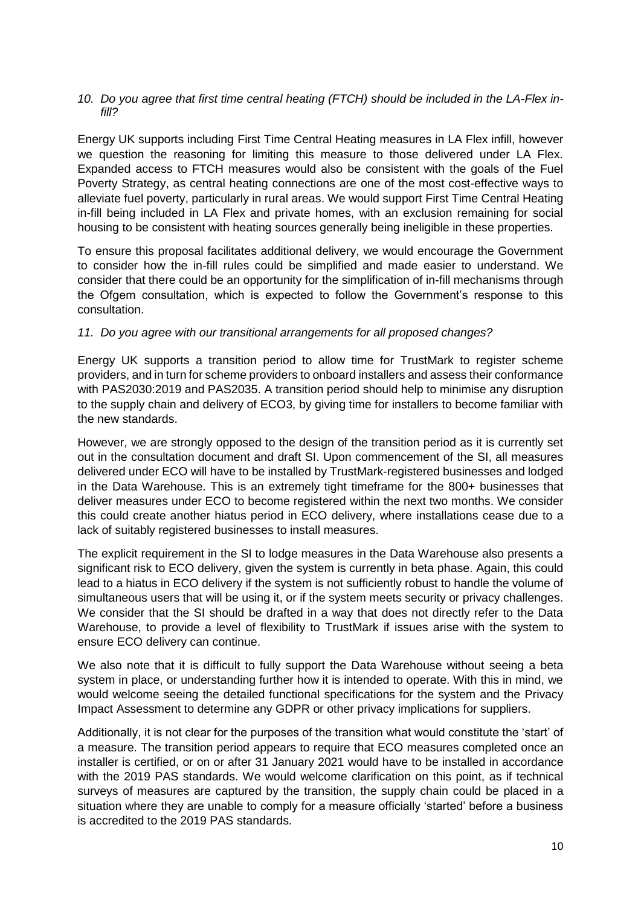*10. Do you agree that first time central heating (FTCH) should be included in the LA-Flex in-fill?*

Energy UK supports including First Time Central Heating measures in LA Flex infill, however we question the reasoning for limiting this measure to those delivered under LA Flex. Expanded access to FTCH measures would also be consistent with the goals of the Fuel Poverty Strategy, as central heating connections are one of the most cost-effective ways to alleviate fuel poverty, particularly in rural areas. We would support First Time Central Heating in-fill being included in LA Flex and private homes, with an exclusion remaining for social housing to be consistent with heating sources generally being ineligible in these properties.

To ensure this proposal facilitates additional delivery, we would encourage the Government to consider how the in-fill rules could be simplified and made easier to understand. We consider that there could be an opportunity for the simplification of in-fill mechanisms through the Ofgem consultation, which is expected to follow the Government's response to this consultation.

*11. Do you agree with our transitional arrangements for all proposed changes?*

Energy UK supports a transition period to allow time for TrustMark to register scheme providers, and in turn for scheme providers to onboard installers and assess their conformance with PAS2030:2019 and PAS2035. A transition period should help to minimise any disruption to the supply chain and delivery of ECO3, by giving time for installers to become familiar with the new standards.

However, we are strongly opposed to the design of the transition period as it is currently set out in the consultation document and draft SI. Upon commencement of the SI, all measures delivered under ECO will have to be installed by TrustMark-registered businesses and lodged in the Data Warehouse. This is an extremely tight timeframe for the 800+ businesses that deliver measures under ECO to become registered within the next two months. We consider this could create another hiatus period in ECO delivery, where installations cease due to a lack of suitably registered businesses to install measures.

The explicit requirement in the SI to lodge measures in the Data Warehouse also presents a significant risk to ECO delivery, given the system is currently in beta phase. Again, this could lead to a hiatus in ECO delivery if the system is not sufficiently robust to handle the volume of simultaneous users that will be using it, or if the system meets security or privacy challenges. We consider that the SI should be drafted in a way that does not directly refer to the Data Warehouse, to provide a level of flexibility to TrustMark if issues arise with the system to ensure ECO delivery can continue.

We also note that it is difficult to fully support the Data Warehouse without seeing a beta system in place, or understanding further how it is intended to operate. With this in mind, we would welcome seeing the detailed functional specifications for the system and the Privacy Impact Assessment to determine any GDPR or other privacy implications for suppliers.

Additionally, it is not clear for the purposes of the transition what would constitute the 'start' of a measure. The transition period appears to require that ECO measures completed once an installer is certified, or on or after 31 January 2021 would have to be installed in accordance with the 2019 PAS standards. We would welcome clarification on this point, as if technical surveys of measures are captured by the transition, the supply chain could be placed in a situation where they are unable to comply for a measure officially 'started' before a business is accredited to the 2019 PAS standards.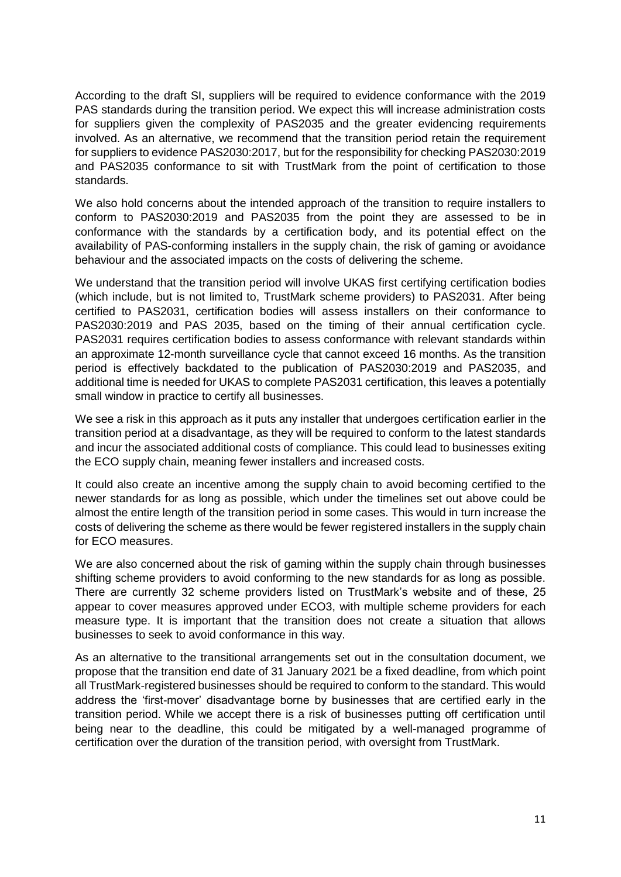According to the draft SI, suppliers will be required to evidence conformance with the 2019 PAS standards during the transition period. We expect this will increase administration costs for suppliers given the complexity of PAS2035 and the greater evidencing requirements involved. As an alternative, we recommend that the transition period retain the requirement for suppliers to evidence PAS2030:2017, but for the responsibility for checking PAS2030:2019 and PAS2035 conformance to sit with TrustMark from the point of certification to those standards.

We also hold concerns about the intended approach of the transition to require installers to conform to PAS2030:2019 and PAS2035 from the point they are assessed to be in conformance with the standards by a certification body, and its potential effect on the availability of PAS-conforming installers in the supply chain, the risk of gaming or avoidance behaviour and the associated impacts on the costs of delivering the scheme.

We understand that the transition period will involve UKAS first certifying certification bodies (which include, but is not limited to, TrustMark scheme providers) to PAS2031. After being certified to PAS2031, certification bodies will assess installers on their conformance to PAS2030:2019 and PAS 2035, based on the timing of their annual certification cycle. PAS2031 requires certification bodies to assess conformance with relevant standards within an approximate 12-month surveillance cycle that cannot exceed 16 months. As the transition period is effectively backdated to the publication of PAS2030:2019 and PAS2035, and additional time is needed for UKAS to complete PAS2031 certification, this leaves a potentially small window in practice to certify all businesses.

We see a risk in this approach as it puts any installer that undergoes certification earlier in the transition period at a disadvantage, as they will be required to conform to the latest standards and incur the associated additional costs of compliance. This could lead to businesses exiting the ECO supply chain, meaning fewer installers and increased costs.

It could also create an incentive among the supply chain to avoid becoming certified to the newer standards for as long as possible, which under the timelines set out above could be almost the entire length of the transition period in some cases. This would in turn increase the costs of delivering the scheme as there would be fewer registered installers in the supply chain for ECO measures.

We are also concerned about the risk of gaming within the supply chain through businesses shifting scheme providers to avoid conforming to the new standards for as long as possible. There are currently 32 scheme providers listed on TrustMark's website and of these, 25 appear to cover measures approved under ECO3, with multiple scheme providers for each measure type. It is important that the transition does not create a situation that allows businesses to seek to avoid conformance in this way.

As an alternative to the transitional arrangements set out in the consultation document, we propose that the transition end date of 31 January 2021 be a fixed deadline, from which point all TrustMark-registered businesses should be required to conform to the standard. This would address the 'first-mover' disadvantage borne by businesses that are certified early in the transition period. While we accept there is a risk of businesses putting off certification until being near to the deadline, this could be mitigated by a well-managed programme of certification over the duration of the transition period, with oversight from TrustMark.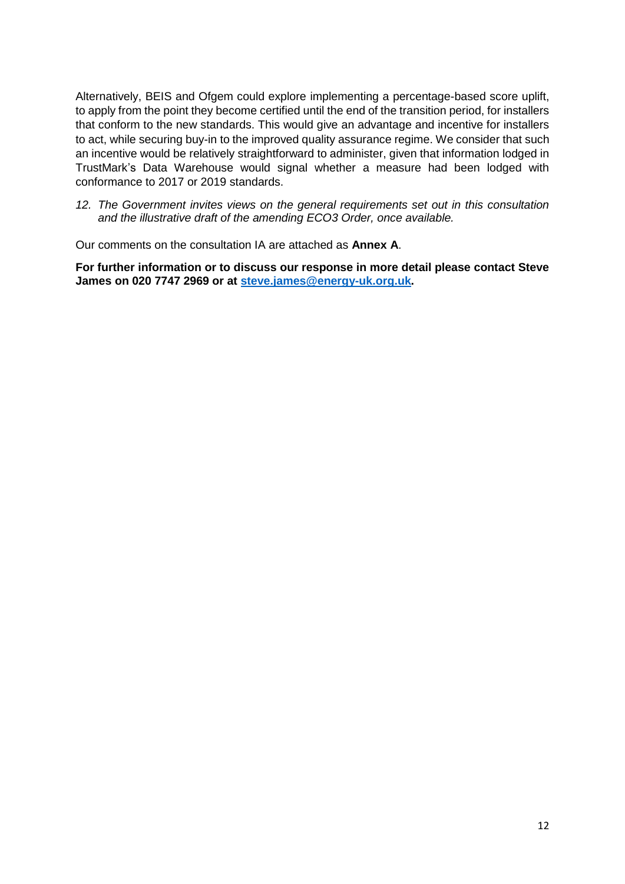Alternatively, BEIS and Ofgem could explore implementing a percentage-based score uplift, to apply from the point they become certified until the end of the transition period, for installers that conform to the new standards. This would give an advantage and incentive for installers to act, while securing buy-in to the improved quality assurance regime. We consider that such an incentive would be relatively straightforward to administer, given that information lodged in TrustMark's Data Warehouse would signal whether a measure had been lodged with conformance to 2017 or 2019 standards.

*12. The Government invites views on the general requirements set out in this consultation and the illustrative draft of the amending ECO3 Order, once available.*

Our comments on the consultation IA are attached as **Annex A**.

**For further information or to discuss our response in more detail please contact Steve James on 020 7747 2969 or at steve.james@energy-uk.org.uk.**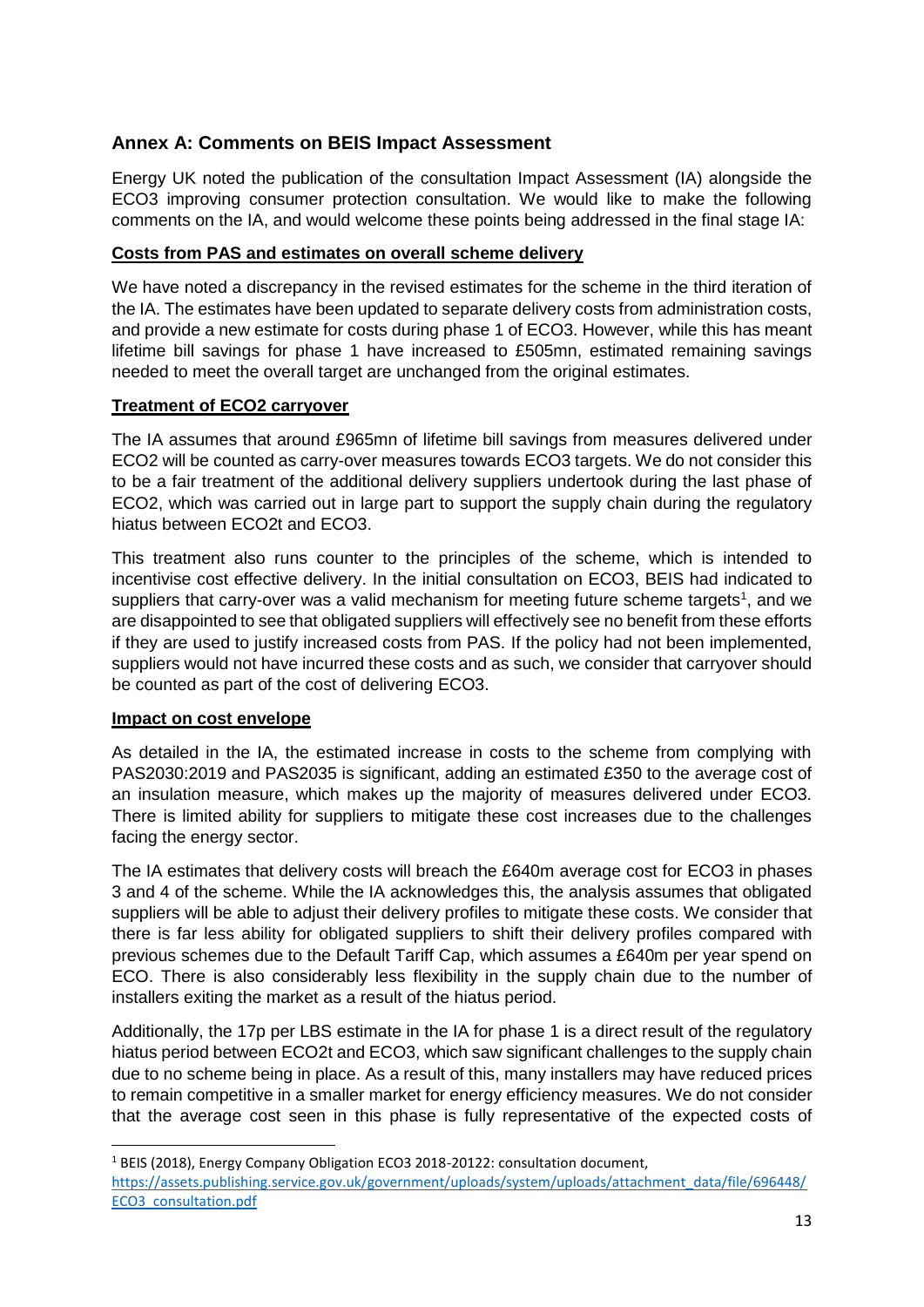## Annex A: Comments on BEIS Impact Assessment

Energy UK noted the publication of the consultation Impact Assessment (IA) alongside the ECO3 improving consumer protection consultation. We would like to make the following comments on the IA, and would welcome these points being addressed in the final stage IA:

**Costs from PAS and estimates on overall scheme delivery**

We have noted a discrepancy in the revised estimates for the scheme in the third iteration of the IA. The estimates have been updated to separate delivery costs from administration costs, and provide a new estimate for costs during phase 1 of ECO3. However, while this has meant lifetime bill savings for phase 1 have increased to £505mn, estimated remaining savings needed to meet the overall target are unchanged from the original estimates.

**Treatment of ECO2 carryover**

The IA assumes that around £965mn of lifetime bill savings from measures delivered under ECO2 will be counted as carry-over measures towards ECO3 targets. We do not consider this to be a fair treatment of the additional delivery suppliers undertook during the last phase of ECO2, which was carried out in large part to support the supply chain during the regulatory hiatus between ECO2t and ECO3.

This treatment also runs counter to the principles of the scheme, which is intended to incentivise cost effective delivery. In the initial consultation on ECO3, BEIS had indicated to suppliers that carry-over was a valid mechanism for meeting future scheme targets[1], and we are disappointed to see that obligated suppliers will effectively see no benefit from these efforts if they are used to justify increased costs from PAS. If the policy had not been implemented, suppliers would not have incurred these costs and as such, we consider that carryover should be counted as part of the cost of delivering ECO3.

**Impact on cost envelope**

As detailed in the IA, the estimated increase in costs to the scheme from complying with PAS2030:2019 and PAS2035 is significant, adding an estimated £350 to the average cost of an insulation measure, which makes up the majority of measures delivered under ECO3. There is limited ability for suppliers to mitigate these cost increases due to the challenges facing the energy sector.

The IA estimates that delivery costs will breach the £640m average cost for ECO3 in phases 3 and 4 of the scheme. While the IA acknowledges this, the analysis assumes that obligated suppliers will be able to adjust their delivery profiles to mitigate these costs. We consider that there is far less ability for obligated suppliers to shift their delivery profiles compared with previous schemes due to the Default Tariff Cap, which assumes a £640m per year spend on ECO. There is also considerably less flexibility in the supply chain due to the number of installers exiting the market as a result of the hiatus period.

Additionally, the 17p per LBS estimate in the IA for phase 1 is a direct result of the regulatory hiatus period between ECO2t and ECO3, which saw significant challenges to the supply chain due to no scheme being in place. As a result of this, many installers may have reduced prices to remain competitive in a smaller market for energy efficiency measures. We do not consider that the average cost seen in this phase is fully representative of the expected costs of

---

[1] BEIS (2018), Energy Company Obligation ECO3 2018-20122: consultation document, https://assets.publishing.service.gov.uk/government/uploads/system/uploads/attachment_data/file/696448/ECO3_consultation.pdf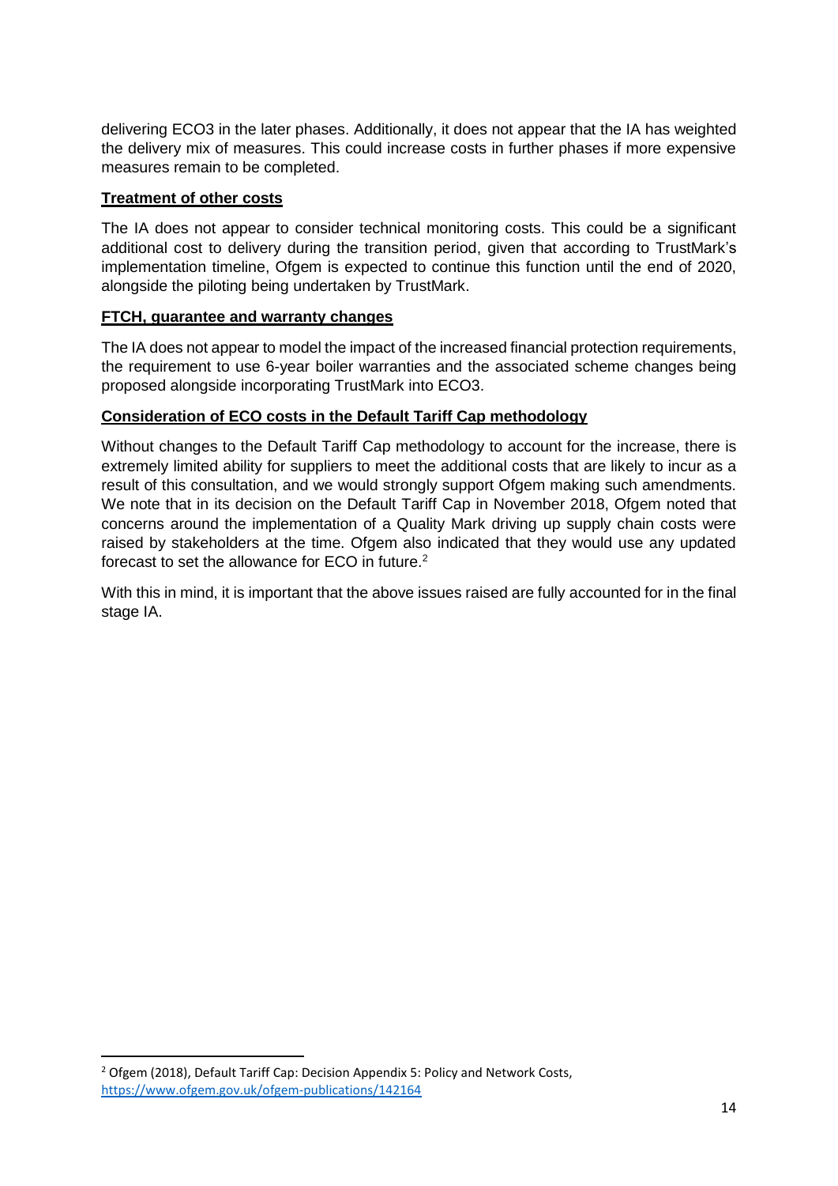delivering ECO3 in the later phases. Additionally, it does not appear that the IA has weighted the delivery mix of measures. This could increase costs in further phases if more expensive measures remain to be completed.

**Treatment of other costs**

The IA does not appear to consider technical monitoring costs. This could be a significant additional cost to delivery during the transition period, given that according to TrustMark's implementation timeline, Ofgem is expected to continue this function until the end of 2020, alongside the piloting being undertaken by TrustMark.

**FTCH, guarantee and warranty changes**

The IA does not appear to model the impact of the increased financial protection requirements, the requirement to use 6-year boiler warranties and the associated scheme changes being proposed alongside incorporating TrustMark into ECO3.

**Consideration of ECO costs in the Default Tariff Cap methodology**

Without changes to the Default Tariff Cap methodology to account for the increase, there is extremely limited ability for suppliers to meet the additional costs that are likely to incur as a result of this consultation, and we would strongly support Ofgem making such amendments. We note that in its decision on the Default Tariff Cap in November 2018, Ofgem noted that concerns around the implementation of a Quality Mark driving up supply chain costs were raised by stakeholders at the time. Ofgem also indicated that they would use any updated forecast to set the allowance for ECO in future.[2]

With this in mind, it is important that the above issues raised are fully accounted for in the final stage IA.

[2] Ofgem (2018), Default Tariff Cap: Decision Appendix 5: Policy and Network Costs, https://www.ofgem.gov.uk/ofgem-publications/142164